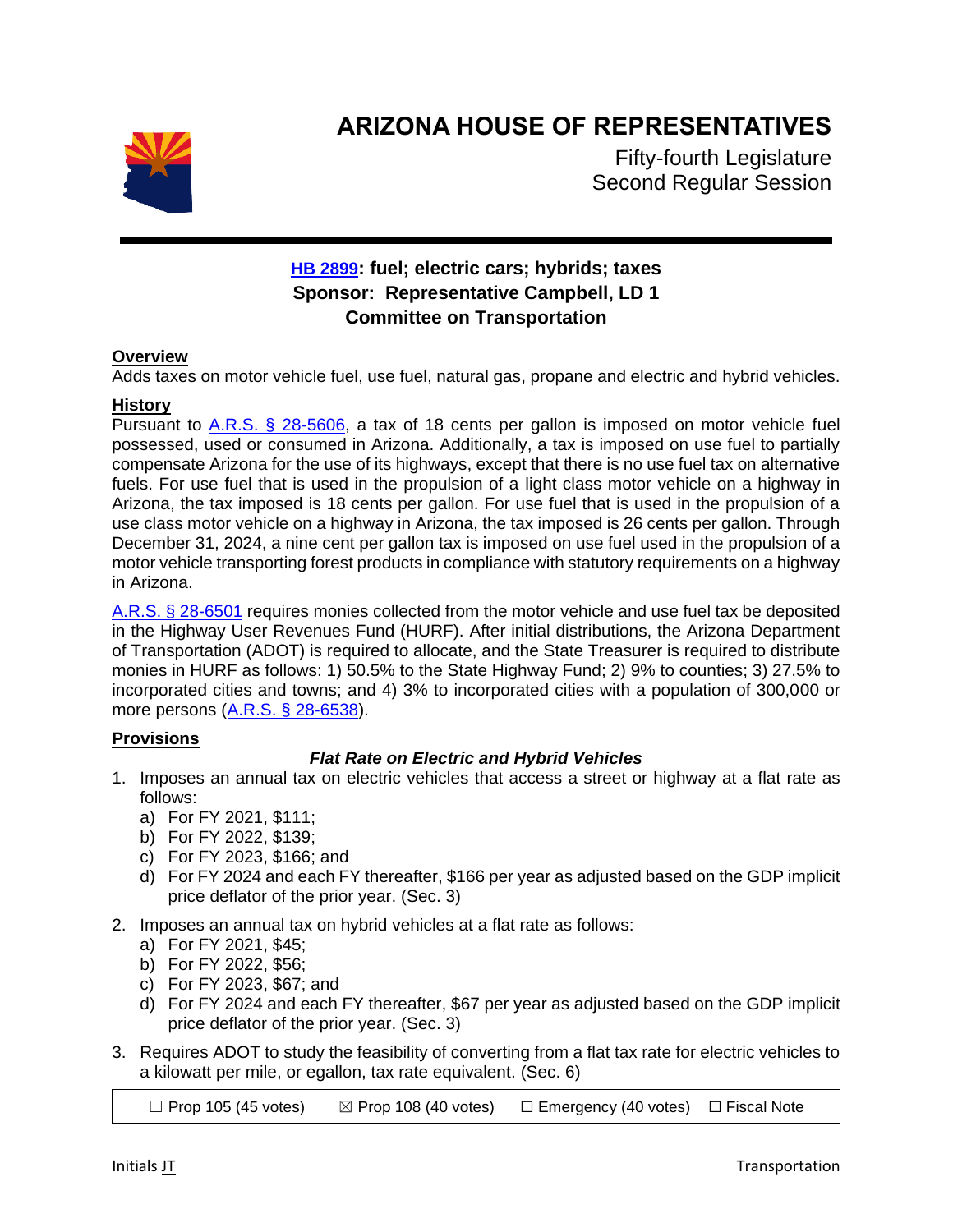# ARIZONA HOUSE OF REPRESENTATIVES

Fifty-fourth Legislature
Second Regular Session

**HB 2899: fuel; electric cars; hybrids; taxes**
**Sponsor: Representative Campbell, LD 1**
**Committee on Transportation**

**Overview**

Adds taxes on motor vehicle fuel, use fuel, natural gas, propane and electric and hybrid vehicles.

**History**

Pursuant to A.R.S. § 28-5606, a tax of 18 cents per gallon is imposed on motor vehicle fuel possessed, used or consumed in Arizona. Additionally, a tax is imposed on use fuel to partially compensate Arizona for the use of its highways, except that there is no use fuel tax on alternative fuels. For use fuel that is used in the propulsion of a light class motor vehicle on a highway in Arizona, the tax imposed is 18 cents per gallon. For use fuel that is used in the propulsion of a use class motor vehicle on a highway in Arizona, the tax imposed is 26 cents per gallon. Through December 31, 2024, a nine cent per gallon tax is imposed on use fuel used in the propulsion of a motor vehicle transporting forest products in compliance with statutory requirements on a highway in Arizona.

A.R.S. § 28-6501 requires monies collected from the motor vehicle and use fuel tax be deposited in the Highway User Revenues Fund (HURF). After initial distributions, the Arizona Department of Transportation (ADOT) is required to allocate, and the State Treasurer is required to distribute monies in HURF as follows: 1) 50.5% to the State Highway Fund; 2) 9% to counties; 3) 27.5% to incorporated cities and towns; and 4) 3% to incorporated cities with a population of 300,000 or more persons (A.R.S. § 28-6538).

**Provisions**

***Flat Rate on Electric and Hybrid Vehicles***

1. Imposes an annual tax on electric vehicles that access a street or highway at a flat rate as follows:
   a) For FY 2021, $111;
   b) For FY 2022, $139;
   c) For FY 2023, $166; and
   d) For FY 2024 and each FY thereafter, $166 per year as adjusted based on the GDP implicit price deflator of the prior year. (Sec. 3)
2. Imposes an annual tax on hybrid vehicles at a flat rate as follows:
   a) For FY 2021, $45;
   b) For FY 2022, $56;
   c) For FY 2023, $67; and
   d) For FY 2024 and each FY thereafter, $67 per year as adjusted based on the GDP implicit price deflator of the prior year. (Sec. 3)
3. Requires ADOT to study the feasibility of converting from a flat tax rate for electric vehicles to a kilowatt per mile, or egallon, tax rate equivalent. (Sec. 6)

| ☐ Prop 105 (45 votes) | ☒ Prop 108 (40 votes) | ☐ Emergency (40 votes) | ☐ Fiscal Note |
|---|---|---|---|

Initials JT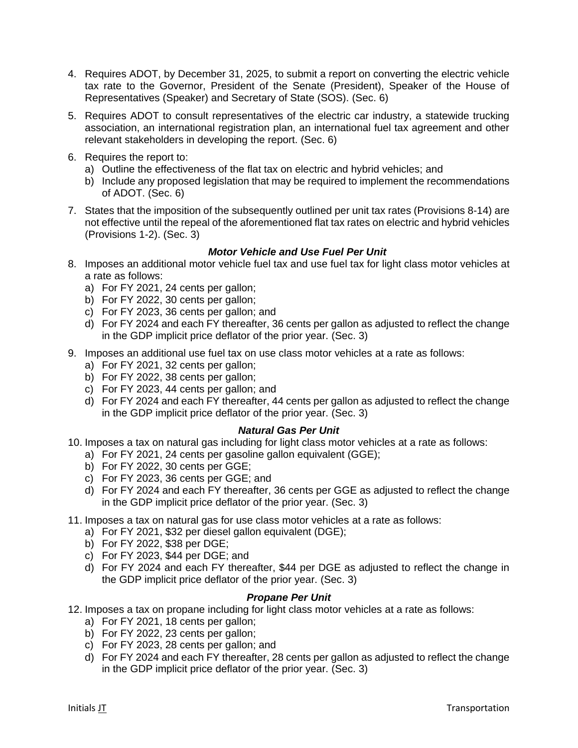4. Requires ADOT, by December 31, 2025, to submit a report on converting the electric vehicle tax rate to the Governor, President of the Senate (President), Speaker of the House of Representatives (Speaker) and Secretary of State (SOS). (Sec. 6)

5. Requires ADOT to consult representatives of the electric car industry, a statewide trucking association, an international registration plan, an international fuel tax agreement and other relevant stakeholders in developing the report. (Sec. 6)

6. Requires the report to:
   a) Outline the effectiveness of the flat tax on electric and hybrid vehicles; and
   b) Include any proposed legislation that may be required to implement the recommendations of ADOT. (Sec. 6)

7. States that the imposition of the subsequently outlined per unit tax rates (Provisions 8-14) are not effective until the repeal of the aforementioned flat tax rates on electric and hybrid vehicles (Provisions 1-2). (Sec. 3)

***Motor Vehicle and Use Fuel Per Unit***

8. Imposes an additional motor vehicle fuel tax and use fuel tax for light class motor vehicles at a rate as follows:
   a) For FY 2021, 24 cents per gallon;
   b) For FY 2022, 30 cents per gallon;
   c) For FY 2023, 36 cents per gallon; and
   d) For FY 2024 and each FY thereafter, 36 cents per gallon as adjusted to reflect the change in the GDP implicit price deflator of the prior year. (Sec. 3)

9. Imposes an additional use fuel tax on use class motor vehicles at a rate as follows:
   a) For FY 2021, 32 cents per gallon;
   b) For FY 2022, 38 cents per gallon;
   c) For FY 2023, 44 cents per gallon; and
   d) For FY 2024 and each FY thereafter, 44 cents per gallon as adjusted to reflect the change in the GDP implicit price deflator of the prior year. (Sec. 3)

***Natural Gas Per Unit***

10. Imposes a tax on natural gas including for light class motor vehicles at a rate as follows:
    a) For FY 2021, 24 cents per gasoline gallon equivalent (GGE);
    b) For FY 2022, 30 cents per GGE;
    c) For FY 2023, 36 cents per GGE; and
    d) For FY 2024 and each FY thereafter, 36 cents per GGE as adjusted to reflect the change in the GDP implicit price deflator of the prior year. (Sec. 3)

11. Imposes a tax on natural gas for use class motor vehicles at a rate as follows:
    a) For FY 2021, $32 per diesel gallon equivalent (DGE);
    b) For FY 2022, $38 per DGE;
    c) For FY 2023, $44 per DGE; and
    d) For FY 2024 and each FY thereafter, $44 per DGE as adjusted to reflect the change in the GDP implicit price deflator of the prior year. (Sec. 3)

***Propane Per Unit***

12. Imposes a tax on propane including for light class motor vehicles at a rate as follows:
    a) For FY 2021, 18 cents per gallon;
    b) For FY 2022, 23 cents per gallon;
    c) For FY 2023, 28 cents per gallon; and
    d) For FY 2024 and each FY thereafter, 28 cents per gallon as adjusted to reflect the change in the GDP implicit price deflator of the prior year. (Sec. 3)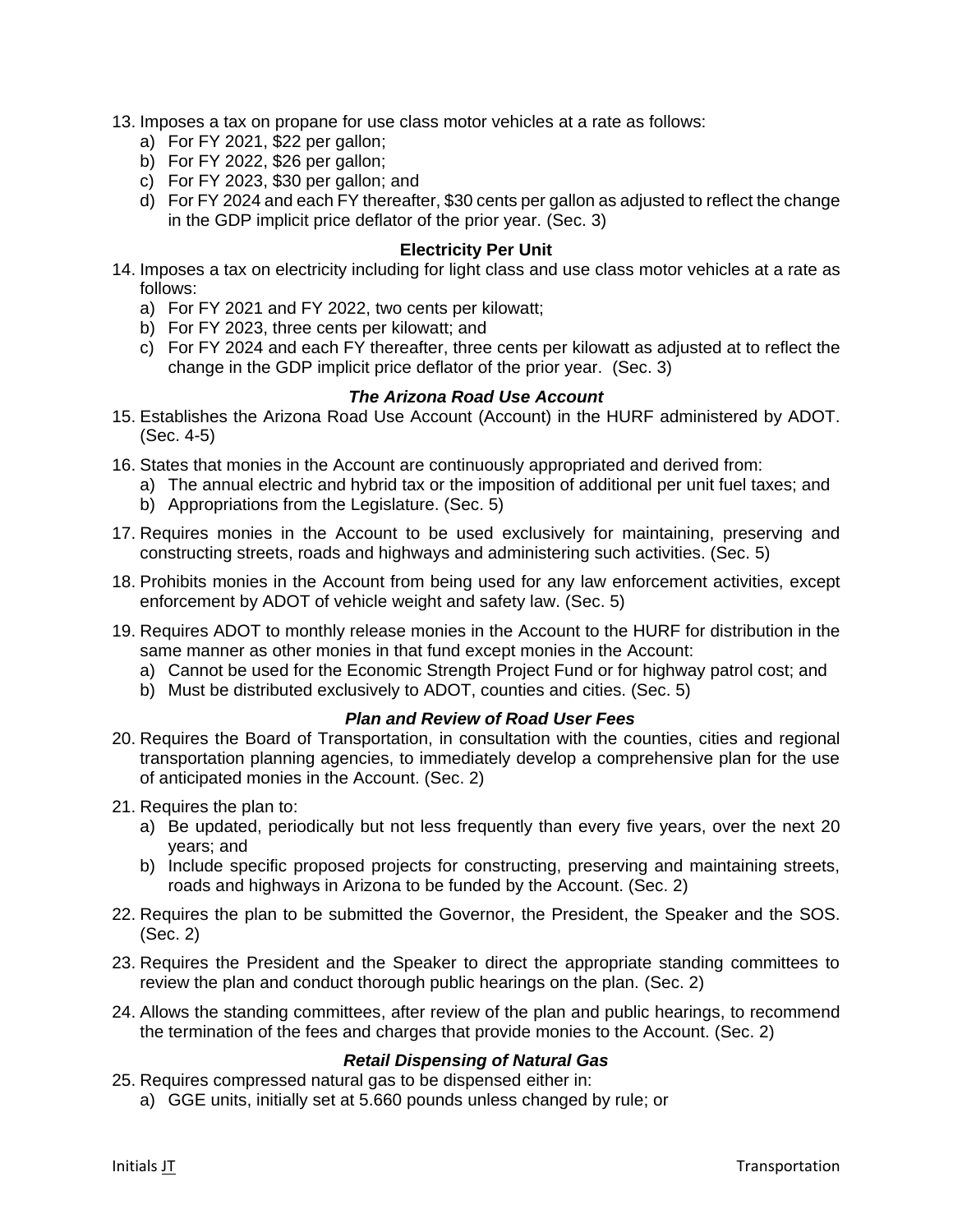13. Imposes a tax on propane for use class motor vehicles at a rate as follows:
    a) For FY 2021, $22 per gallon;
    b) For FY 2022, $26 per gallon;
    c) For FY 2023, $30 per gallon; and
    d) For FY 2024 and each FY thereafter, $30 cents per gallon as adjusted to reflect the change in the GDP implicit price deflator of the prior year. (Sec. 3)

**Electricity Per Unit**

14. Imposes a tax on electricity including for light class and use class motor vehicles at a rate as follows:
    a) For FY 2021 and FY 2022, two cents per kilowatt;
    b) For FY 2023, three cents per kilowatt; and
    c) For FY 2024 and each FY thereafter, three cents per kilowatt as adjusted at to reflect the change in the GDP implicit price deflator of the prior year. (Sec. 3)

***The Arizona Road Use Account***

15. Establishes the Arizona Road Use Account (Account) in the HURF administered by ADOT. (Sec. 4-5)

16. States that monies in the Account are continuously appropriated and derived from:
    a) The annual electric and hybrid tax or the imposition of additional per unit fuel taxes; and
    b) Appropriations from the Legislature. (Sec. 5)

17. Requires monies in the Account to be used exclusively for maintaining, preserving and constructing streets, roads and highways and administering such activities. (Sec. 5)

18. Prohibits monies in the Account from being used for any law enforcement activities, except enforcement by ADOT of vehicle weight and safety law. (Sec. 5)

19. Requires ADOT to monthly release monies in the Account to the HURF for distribution in the same manner as other monies in that fund except monies in the Account:
    a) Cannot be used for the Economic Strength Project Fund or for highway patrol cost; and
    b) Must be distributed exclusively to ADOT, counties and cities. (Sec. 5)

***Plan and Review of Road User Fees***

20. Requires the Board of Transportation, in consultation with the counties, cities and regional transportation planning agencies, to immediately develop a comprehensive plan for the use of anticipated monies in the Account. (Sec. 2)

21. Requires the plan to:
    a) Be updated, periodically but not less frequently than every five years, over the next 20 years; and
    b) Include specific proposed projects for constructing, preserving and maintaining streets, roads and highways in Arizona to be funded by the Account. (Sec. 2)

22. Requires the plan to be submitted the Governor, the President, the Speaker and the SOS. (Sec. 2)

23. Requires the President and the Speaker to direct the appropriate standing committees to review the plan and conduct thorough public hearings on the plan. (Sec. 2)

24. Allows the standing committees, after review of the plan and public hearings, to recommend the termination of the fees and charges that provide monies to the Account. (Sec. 2)

***Retail Dispensing of Natural Gas***

25. Requires compressed natural gas to be dispensed either in:
    a) GGE units, initially set at 5.660 pounds unless changed by rule; or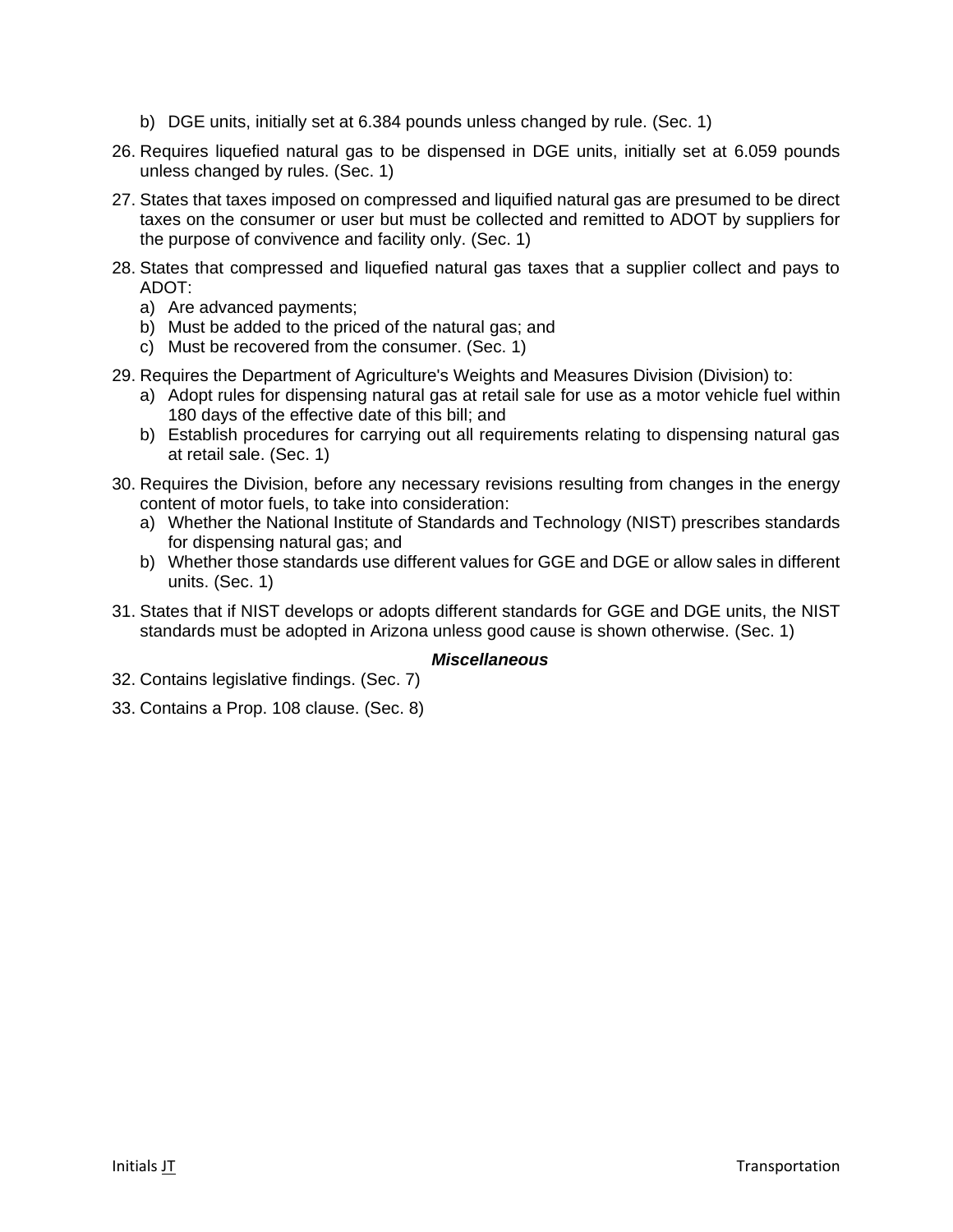b) DGE units, initially set at 6.384 pounds unless changed by rule. (Sec. 1)

26. Requires liquefied natural gas to be dispensed in DGE units, initially set at 6.059 pounds unless changed by rules. (Sec. 1)

27. States that taxes imposed on compressed and liquified natural gas are presumed to be direct taxes on the consumer or user but must be collected and remitted to ADOT by suppliers for the purpose of convivence and facility only. (Sec. 1)

28. States that compressed and liquefied natural gas taxes that a supplier collect and pays to ADOT:
    a) Are advanced payments;
    b) Must be added to the priced of the natural gas; and
    c) Must be recovered from the consumer. (Sec. 1)

29. Requires the Department of Agriculture's Weights and Measures Division (Division) to:
    a) Adopt rules for dispensing natural gas at retail sale for use as a motor vehicle fuel within 180 days of the effective date of this bill; and
    b) Establish procedures for carrying out all requirements relating to dispensing natural gas at retail sale. (Sec. 1)

30. Requires the Division, before any necessary revisions resulting from changes in the energy content of motor fuels, to take into consideration:
    a) Whether the National Institute of Standards and Technology (NIST) prescribes standards for dispensing natural gas; and
    b) Whether those standards use different values for GGE and DGE or allow sales in different units. (Sec. 1)

31. States that if NIST develops or adopts different standards for GGE and DGE units, the NIST standards must be adopted in Arizona unless good cause is shown otherwise. (Sec. 1)

***Miscellaneous***

32. Contains legislative findings. (Sec. 7)

33. Contains a Prop. 108 clause. (Sec. 8)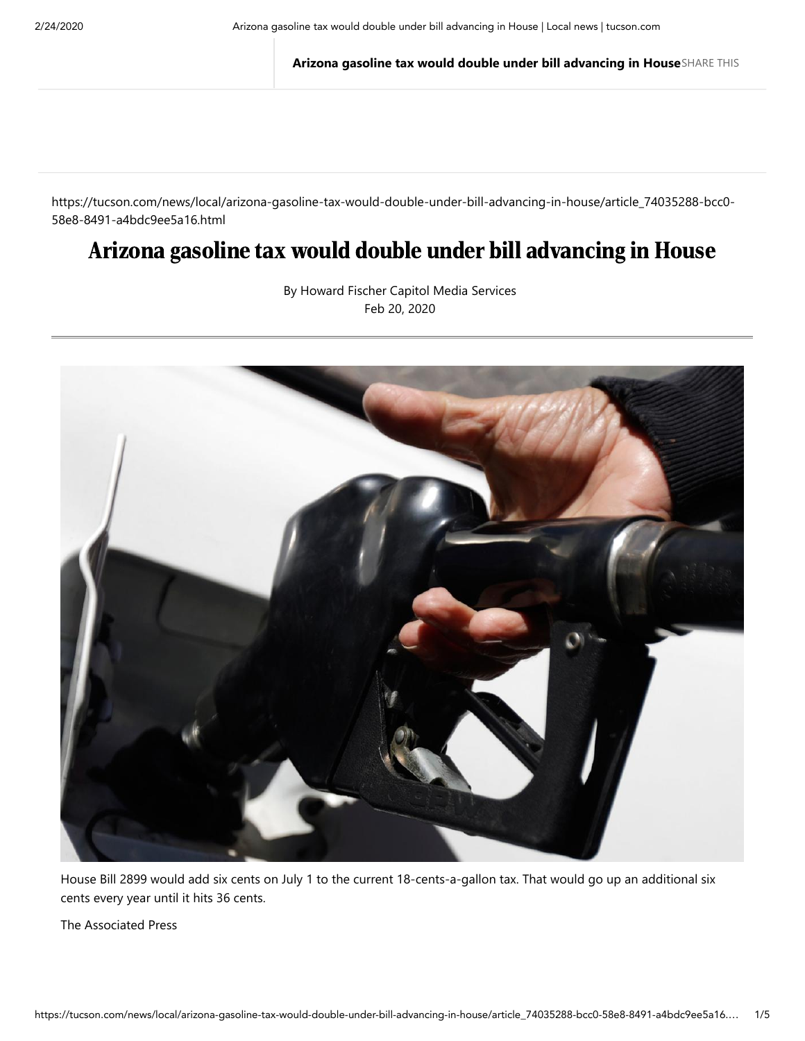**Arizona gasoline tax would double under bill advancing in House** SHARE THIS

https://tucson.com/news/local/arizona-gasoline-tax-would-double-under-bill-advancing-in-house/article_74035288-bcc0-58e8-8491-a4bdc9ee5a16.html

# Arizona gasoline tax would double under bill advancing in House

By Howard Fischer Capitol Media Services
Feb 20, 2020

House Bill 2899 would add six cents on July 1 to the current 18-cents-a-gallon tax. That would go up an additional six cents every year until it hits 36 cents.

The Associated Press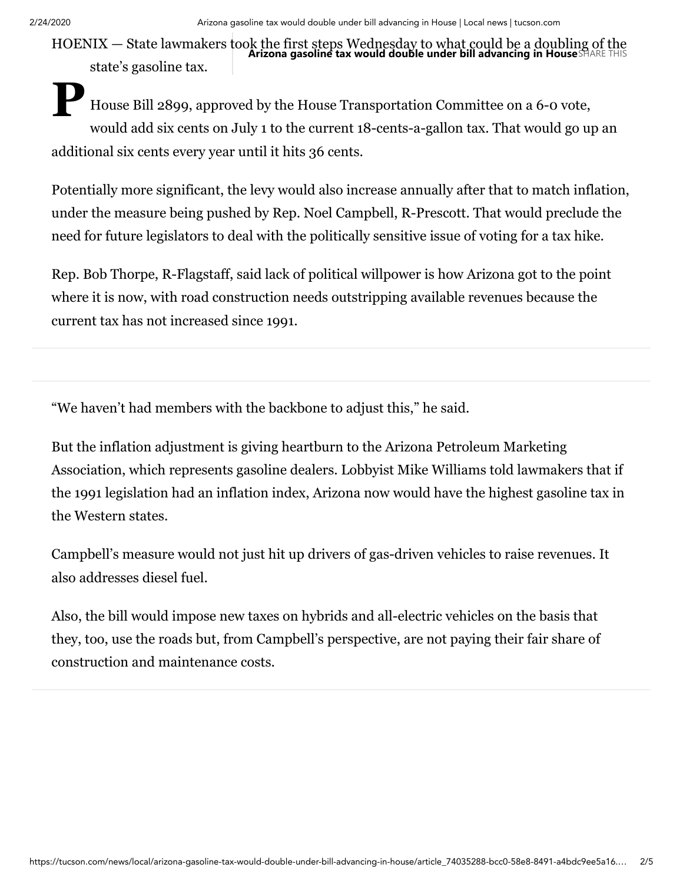PHOENIX — State lawmakers took the first steps Wednesday to what could be a doubling of the state's gasoline tax.

House Bill 2899, approved by the House Transportation Committee on a 6-0 vote, would add six cents on July 1 to the current 18-cents-a-gallon tax. That would go up an additional six cents every year until it hits 36 cents.

Potentially more significant, the levy would also increase annually after that to match inflation, under the measure being pushed by Rep. Noel Campbell, R-Prescott. That would preclude the need for future legislators to deal with the politically sensitive issue of voting for a tax hike.

Rep. Bob Thorpe, R-Flagstaff, said lack of political willpower is how Arizona got to the point where it is now, with road construction needs outstripping available revenues because the current tax has not increased since 1991.

"We haven't had members with the backbone to adjust this," he said.

But the inflation adjustment is giving heartburn to the Arizona Petroleum Marketing Association, which represents gasoline dealers. Lobbyist Mike Williams told lawmakers that if the 1991 legislation had an inflation index, Arizona now would have the highest gasoline tax in the Western states.

Campbell's measure would not just hit up drivers of gas-driven vehicles to raise revenues. It also addresses diesel fuel.

Also, the bill would impose new taxes on hybrids and all-electric vehicles on the basis that they, too, use the roads but, from Campbell's perspective, are not paying their fair share of construction and maintenance costs.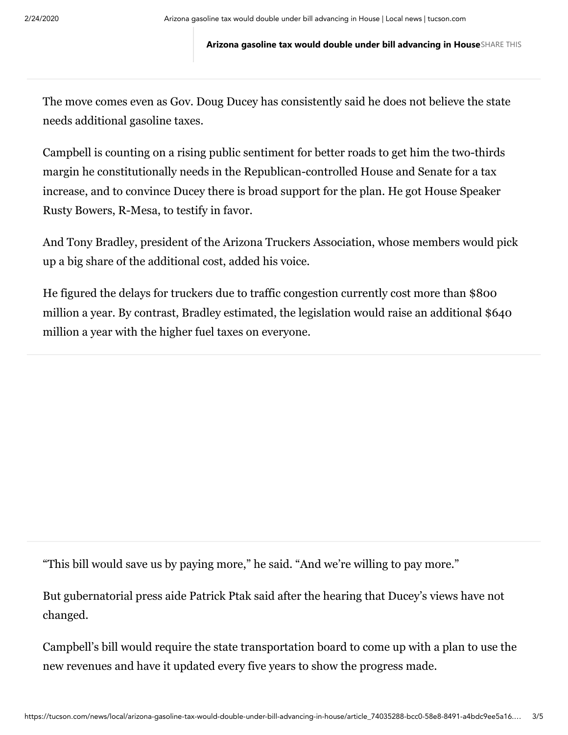The move comes even as Gov. Doug Ducey has consistently said he does not believe the state needs additional gasoline taxes.

Campbell is counting on a rising public sentiment for better roads to get him the two-thirds margin he constitutionally needs in the Republican-controlled House and Senate for a tax increase, and to convince Ducey there is broad support for the plan. He got House Speaker Rusty Bowers, R-Mesa, to testify in favor.

And Tony Bradley, president of the Arizona Truckers Association, whose members would pick up a big share of the additional cost, added his voice.

He figured the delays for truckers due to traffic congestion currently cost more than $800 million a year. By contrast, Bradley estimated, the legislation would raise an additional $640 million a year with the higher fuel taxes on everyone.

"This bill would save us by paying more," he said. "And we're willing to pay more."

But gubernatorial press aide Patrick Ptak said after the hearing that Ducey's views have not changed.

Campbell's bill would require the state transportation board to come up with a plan to use the new revenues and have it updated every five years to show the progress made.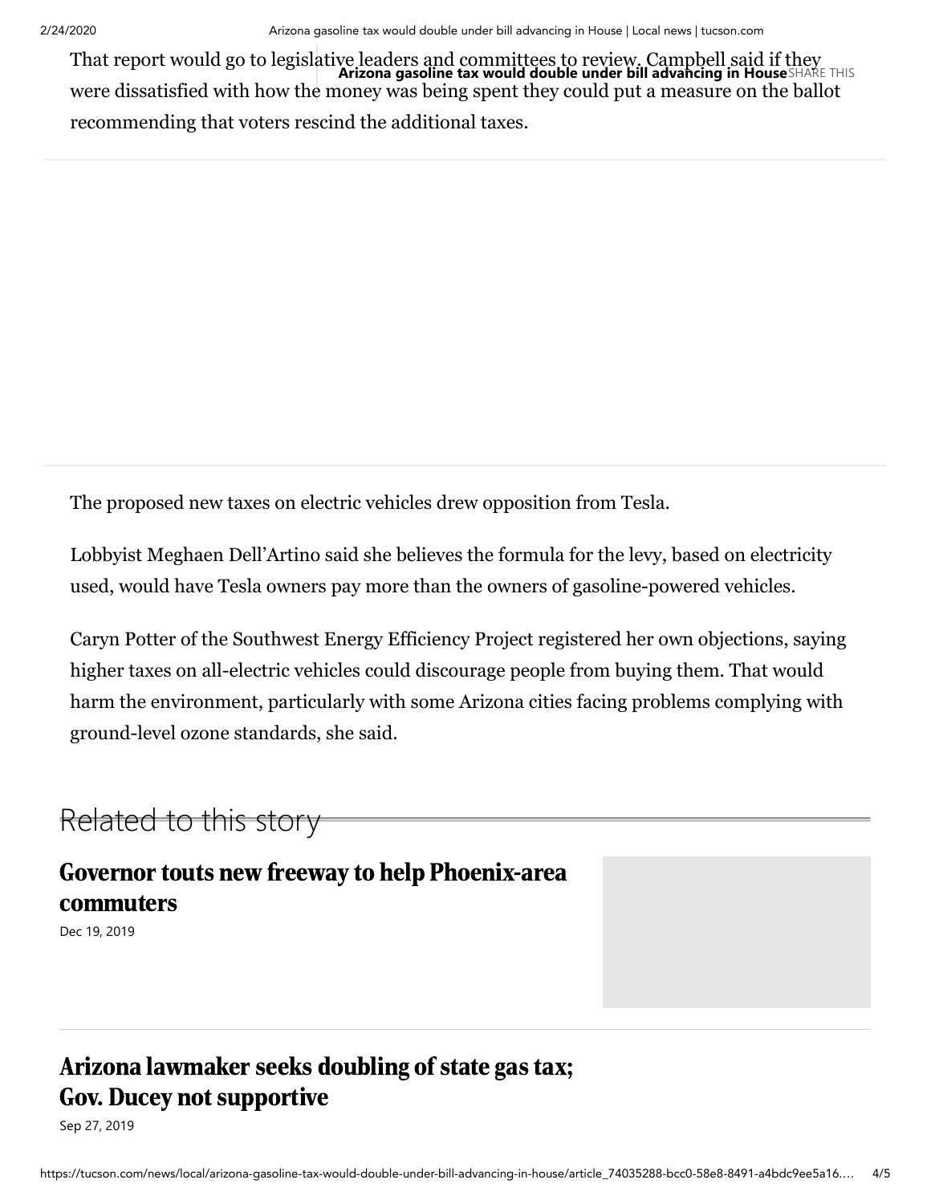That report would go to legislative leaders and committees to review. Campbell said if they were dissatisfied with how the money was being spent they could put a measure on the ballot recommending that voters rescind the additional taxes.

The proposed new taxes on electric vehicles drew opposition from Tesla.

Lobbyist Meghaen Dell'Artino said she believes the formula for the levy, based on electricity used, would have Tesla owners pay more than the owners of gasoline-powered vehicles.

Caryn Potter of the Southwest Energy Efficiency Project registered her own objections, saying higher taxes on all-electric vehicles could discourage people from buying them. That would harm the environment, particularly with some Arizona cities facing problems complying with ground-level ozone standards, she said.

## Related to this story

### Governor touts new freeway to help Phoenix-area commuters

Dec 19, 2019

### Arizona lawmaker seeks doubling of state gas tax; Gov. Ducey not supportive

Sep 27, 2019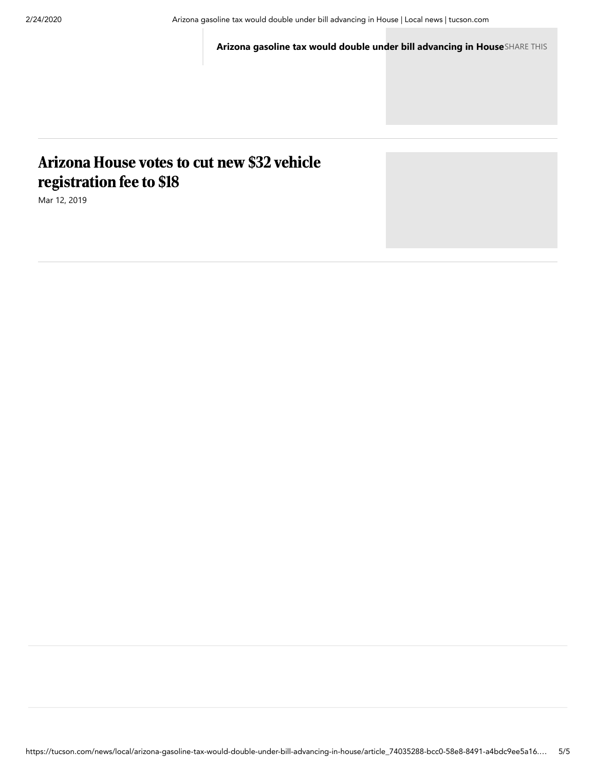**Arizona gasoline tax would double under bill advancing in House** SHARE THIS

## Arizona House votes to cut new $32 vehicle registration fee to $18

Mar 12, 2019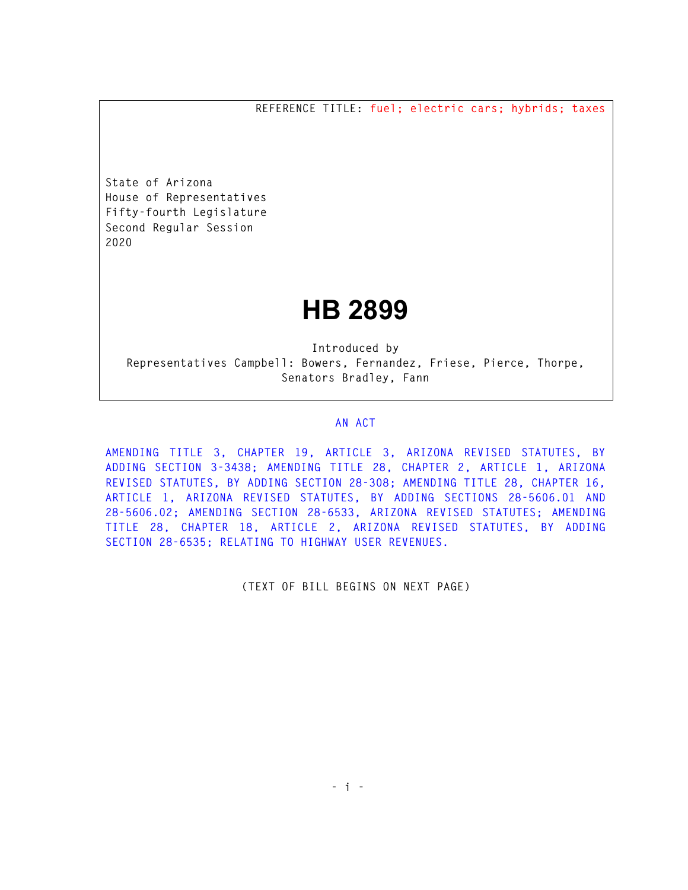REFERENCE TITLE: fuel; electric cars; hybrids; taxes

State of Arizona
House of Representatives
Fifty-fourth Legislature
Second Regular Session
2020

# HB 2899

Introduced by
Representatives Campbell: Bowers, Fernandez, Friese, Pierce, Thorpe,
Senators Bradley, Fann

## AN ACT

AMENDING TITLE 3, CHAPTER 19, ARTICLE 3, ARIZONA REVISED STATUTES, BY ADDING SECTION 3-3438; AMENDING TITLE 28, CHAPTER 2, ARTICLE 1, ARIZONA REVISED STATUTES, BY ADDING SECTION 28-308; AMENDING TITLE 28, CHAPTER 16, ARTICLE 1, ARIZONA REVISED STATUTES, BY ADDING SECTIONS 28-5606.01 AND 28-5606.02; AMENDING SECTION 28-6533, ARIZONA REVISED STATUTES; AMENDING TITLE 28, CHAPTER 18, ARTICLE 2, ARIZONA REVISED STATUTES, BY ADDING SECTION 28-6535; RELATING TO HIGHWAY USER REVENUES.

(TEXT OF BILL BEGINS ON NEXT PAGE)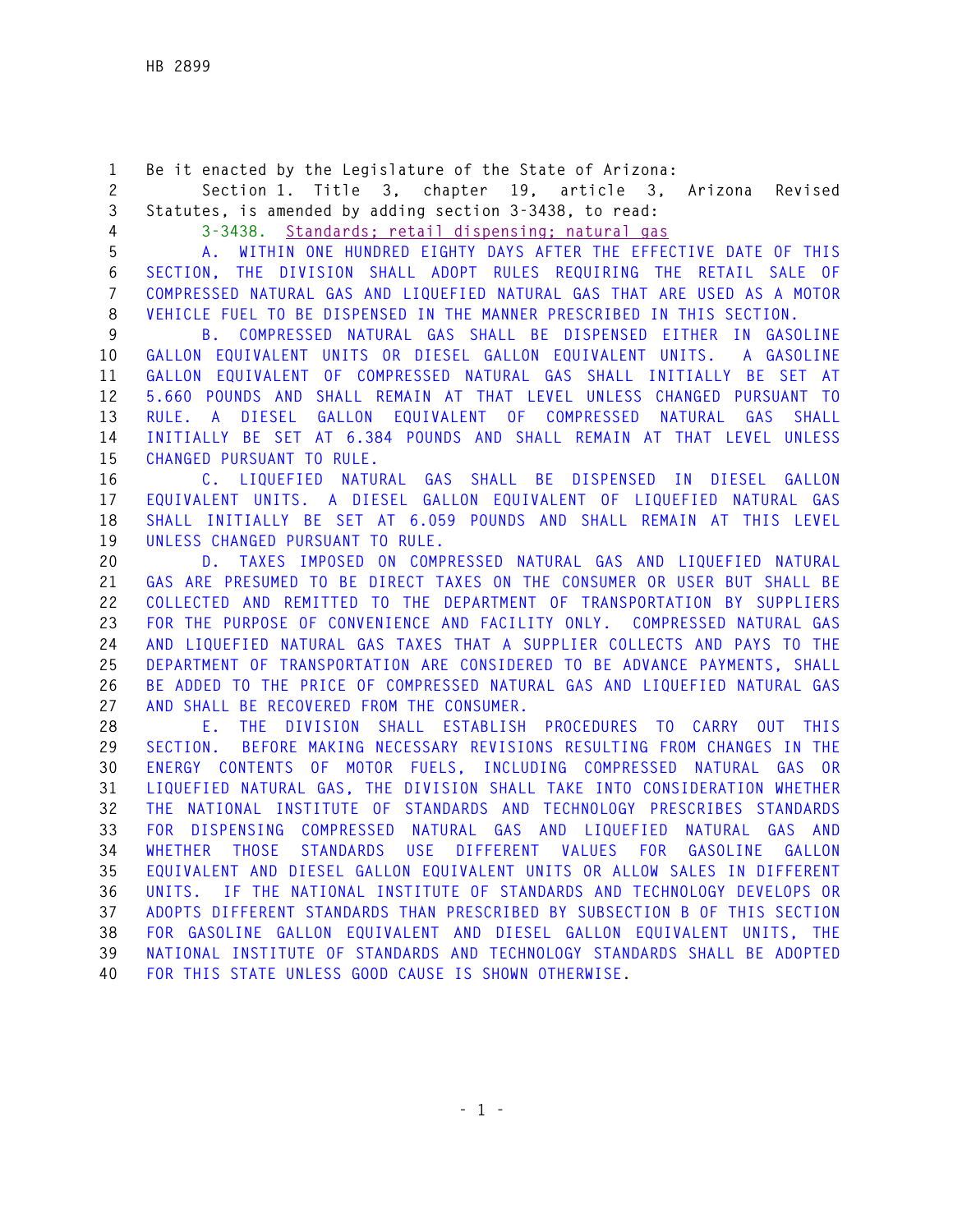Be it enacted by the Legislature of the State of Arizona:

Section 1. Title 3, chapter 19, article 3, Arizona Revised Statutes, is amended by adding section 3-3438, to read:

3-3438. Standards; retail dispensing; natural gas

A. WITHIN ONE HUNDRED EIGHTY DAYS AFTER THE EFFECTIVE DATE OF THIS SECTION, THE DIVISION SHALL ADOPT RULES REQUIRING THE RETAIL SALE OF COMPRESSED NATURAL GAS AND LIQUEFIED NATURAL GAS THAT ARE USED AS A MOTOR VEHICLE FUEL TO BE DISPENSED IN THE MANNER PRESCRIBED IN THIS SECTION.

B. COMPRESSED NATURAL GAS SHALL BE DISPENSED EITHER IN GASOLINE GALLON EQUIVALENT UNITS OR DIESEL GALLON EQUIVALENT UNITS. A GASOLINE GALLON EQUIVALENT OF COMPRESSED NATURAL GAS SHALL INITIALLY BE SET AT 5.660 POUNDS AND SHALL REMAIN AT THAT LEVEL UNLESS CHANGED PURSUANT TO RULE. A DIESEL GALLON EQUIVALENT OF COMPRESSED NATURAL GAS SHALL INITIALLY BE SET AT 6.384 POUNDS AND SHALL REMAIN AT THAT LEVEL UNLESS CHANGED PURSUANT TO RULE.

C. LIQUEFIED NATURAL GAS SHALL BE DISPENSED IN DIESEL GALLON EQUIVALENT UNITS. A DIESEL GALLON EQUIVALENT OF LIQUEFIED NATURAL GAS SHALL INITIALLY BE SET AT 6.059 POUNDS AND SHALL REMAIN AT THIS LEVEL UNLESS CHANGED PURSUANT TO RULE.

D. TAXES IMPOSED ON COMPRESSED NATURAL GAS AND LIQUEFIED NATURAL GAS ARE PRESUMED TO BE DIRECT TAXES ON THE CONSUMER OR USER BUT SHALL BE COLLECTED AND REMITTED TO THE DEPARTMENT OF TRANSPORTATION BY SUPPLIERS FOR THE PURPOSE OF CONVENIENCE AND FACILITY ONLY. COMPRESSED NATURAL GAS AND LIQUEFIED NATURAL GAS TAXES THAT A SUPPLIER COLLECTS AND PAYS TO THE DEPARTMENT OF TRANSPORTATION ARE CONSIDERED TO BE ADVANCE PAYMENTS, SHALL BE ADDED TO THE PRICE OF COMPRESSED NATURAL GAS AND LIQUEFIED NATURAL GAS AND SHALL BE RECOVERED FROM THE CONSUMER.

E. THE DIVISION SHALL ESTABLISH PROCEDURES TO CARRY OUT THIS SECTION. BEFORE MAKING NECESSARY REVISIONS RESULTING FROM CHANGES IN THE ENERGY CONTENTS OF MOTOR FUELS, INCLUDING COMPRESSED NATURAL GAS OR LIQUEFIED NATURAL GAS, THE DIVISION SHALL TAKE INTO CONSIDERATION WHETHER THE NATIONAL INSTITUTE OF STANDARDS AND TECHNOLOGY PRESCRIBES STANDARDS FOR DISPENSING COMPRESSED NATURAL GAS AND LIQUEFIED NATURAL GAS AND WHETHER THOSE STANDARDS USE DIFFERENT VALUES FOR GASOLINE GALLON EQUIVALENT AND DIESEL GALLON EQUIVALENT UNITS OR ALLOW SALES IN DIFFERENT UNITS. IF THE NATIONAL INSTITUTE OF STANDARDS AND TECHNOLOGY DEVELOPS OR ADOPTS DIFFERENT STANDARDS THAN PRESCRIBED BY SUBSECTION B OF THIS SECTION FOR GASOLINE GALLON EQUIVALENT AND DIESEL GALLON EQUIVALENT UNITS, THE NATIONAL INSTITUTE OF STANDARDS AND TECHNOLOGY STANDARDS SHALL BE ADOPTED FOR THIS STATE UNLESS GOOD CAUSE IS SHOWN OTHERWISE.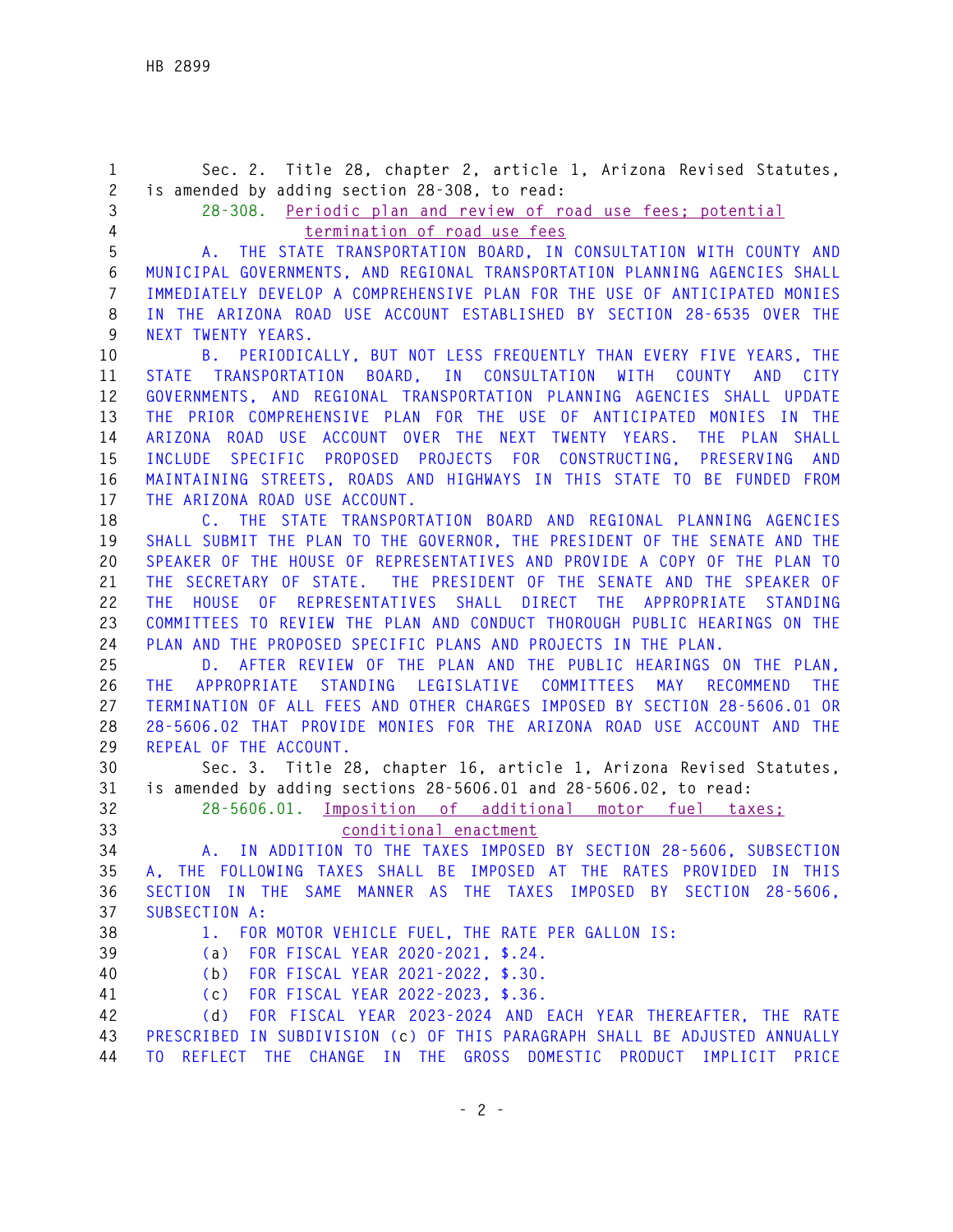Sec. 2. Title 28, chapter 2, article 1, Arizona Revised Statutes, is amended by adding section 28-308, to read:

28-308. Periodic plan and review of road use fees; potential termination of road use fees

A. THE STATE TRANSPORTATION BOARD, IN CONSULTATION WITH COUNTY AND MUNICIPAL GOVERNMENTS, AND REGIONAL TRANSPORTATION PLANNING AGENCIES SHALL IMMEDIATELY DEVELOP A COMPREHENSIVE PLAN FOR THE USE OF ANTICIPATED MONIES IN THE ARIZONA ROAD USE ACCOUNT ESTABLISHED BY SECTION 28-6535 OVER THE NEXT TWENTY YEARS.

B. PERIODICALLY, BUT NOT LESS FREQUENTLY THAN EVERY FIVE YEARS, THE STATE TRANSPORTATION BOARD, IN CONSULTATION WITH COUNTY AND CITY GOVERNMENTS, AND REGIONAL TRANSPORTATION PLANNING AGENCIES SHALL UPDATE THE PRIOR COMPREHENSIVE PLAN FOR THE USE OF ANTICIPATED MONIES IN THE ARIZONA ROAD USE ACCOUNT OVER THE NEXT TWENTY YEARS. THE PLAN SHALL INCLUDE SPECIFIC PROPOSED PROJECTS FOR CONSTRUCTING, PRESERVING AND MAINTAINING STREETS, ROADS AND HIGHWAYS IN THIS STATE TO BE FUNDED FROM THE ARIZONA ROAD USE ACCOUNT.

C. THE STATE TRANSPORTATION BOARD AND REGIONAL PLANNING AGENCIES SHALL SUBMIT THE PLAN TO THE GOVERNOR, THE PRESIDENT OF THE SENATE AND THE SPEAKER OF THE HOUSE OF REPRESENTATIVES AND PROVIDE A COPY OF THE PLAN TO THE SECRETARY OF STATE. THE PRESIDENT OF THE SENATE AND THE SPEAKER OF THE HOUSE OF REPRESENTATIVES SHALL DIRECT THE APPROPRIATE STANDING COMMITTEES TO REVIEW THE PLAN AND CONDUCT THOROUGH PUBLIC HEARINGS ON THE PLAN AND THE PROPOSED SPECIFIC PLANS AND PROJECTS IN THE PLAN.

D. AFTER REVIEW OF THE PLAN AND THE PUBLIC HEARINGS ON THE PLAN, THE APPROPRIATE STANDING LEGISLATIVE COMMITTEES MAY RECOMMEND THE TERMINATION OF ALL FEES AND OTHER CHARGES IMPOSED BY SECTION 28-5606.01 OR 28-5606.02 THAT PROVIDE MONIES FOR THE ARIZONA ROAD USE ACCOUNT AND THE REPEAL OF THE ACCOUNT.

Sec. 3. Title 28, chapter 16, article 1, Arizona Revised Statutes, is amended by adding sections 28-5606.01 and 28-5606.02, to read:

28-5606.01. Imposition of additional motor fuel taxes; conditional enactment

A. IN ADDITION TO THE TAXES IMPOSED BY SECTION 28-5606, SUBSECTION A, THE FOLLOWING TAXES SHALL BE IMPOSED AT THE RATES PROVIDED IN THIS SECTION IN THE SAME MANNER AS THE TAXES IMPOSED BY SECTION 28-5606, SUBSECTION A:

1. FOR MOTOR VEHICLE FUEL, THE RATE PER GALLON IS:

(a) FOR FISCAL YEAR 2020-2021, $.24.

(b) FOR FISCAL YEAR 2021-2022, $.30.

(c) FOR FISCAL YEAR 2022-2023, $.36.

(d) FOR FISCAL YEAR 2023-2024 AND EACH YEAR THEREAFTER, THE RATE PRESCRIBED IN SUBDIVISION (c) OF THIS PARAGRAPH SHALL BE ADJUSTED ANNUALLY TO REFLECT THE CHANGE IN THE GROSS DOMESTIC PRODUCT IMPLICIT PRICE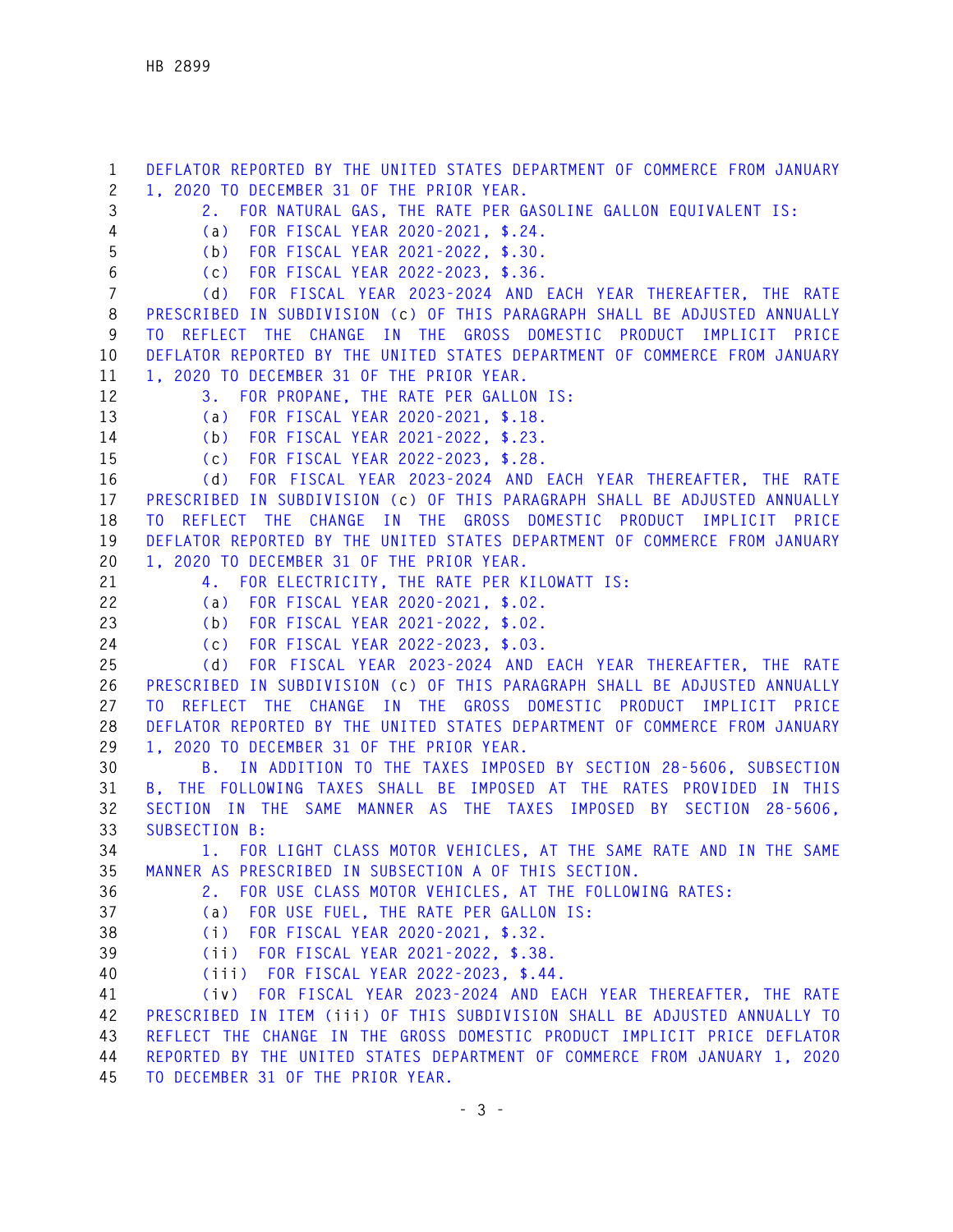DEFLATOR REPORTED BY THE UNITED STATES DEPARTMENT OF COMMERCE FROM JANUARY 1, 2020 TO DECEMBER 31 OF THE PRIOR YEAR.

2. FOR NATURAL GAS, THE RATE PER GASOLINE GALLON EQUIVALENT IS:

(a) FOR FISCAL YEAR 2020-2021, $.24.

(b) FOR FISCAL YEAR 2021-2022, $.30.

(c) FOR FISCAL YEAR 2022-2023, $.36.

(d) FOR FISCAL YEAR 2023-2024 AND EACH YEAR THEREAFTER, THE RATE PRESCRIBED IN SUBDIVISION (c) OF THIS PARAGRAPH SHALL BE ADJUSTED ANNUALLY TO REFLECT THE CHANGE IN THE GROSS DOMESTIC PRODUCT IMPLICIT PRICE DEFLATOR REPORTED BY THE UNITED STATES DEPARTMENT OF COMMERCE FROM JANUARY 1, 2020 TO DECEMBER 31 OF THE PRIOR YEAR.

3. FOR PROPANE, THE RATE PER GALLON IS:

(a) FOR FISCAL YEAR 2020-2021, $.18.

(b) FOR FISCAL YEAR 2021-2022, $.23.

(c) FOR FISCAL YEAR 2022-2023, $.28.

(d) FOR FISCAL YEAR 2023-2024 AND EACH YEAR THEREAFTER, THE RATE PRESCRIBED IN SUBDIVISION (c) OF THIS PARAGRAPH SHALL BE ADJUSTED ANNUALLY TO REFLECT THE CHANGE IN THE GROSS DOMESTIC PRODUCT IMPLICIT PRICE DEFLATOR REPORTED BY THE UNITED STATES DEPARTMENT OF COMMERCE FROM JANUARY 1, 2020 TO DECEMBER 31 OF THE PRIOR YEAR.

4. FOR ELECTRICITY, THE RATE PER KILOWATT IS:

(a) FOR FISCAL YEAR 2020-2021, $.02.

(b) FOR FISCAL YEAR 2021-2022, $.02.

(c) FOR FISCAL YEAR 2022-2023, $.03.

(d) FOR FISCAL YEAR 2023-2024 AND EACH YEAR THEREAFTER, THE RATE PRESCRIBED IN SUBDIVISION (c) OF THIS PARAGRAPH SHALL BE ADJUSTED ANNUALLY TO REFLECT THE CHANGE IN THE GROSS DOMESTIC PRODUCT IMPLICIT PRICE DEFLATOR REPORTED BY THE UNITED STATES DEPARTMENT OF COMMERCE FROM JANUARY 1, 2020 TO DECEMBER 31 OF THE PRIOR YEAR.

B. IN ADDITION TO THE TAXES IMPOSED BY SECTION 28-5606, SUBSECTION B, THE FOLLOWING TAXES SHALL BE IMPOSED AT THE RATES PROVIDED IN THIS SECTION IN THE SAME MANNER AS THE TAXES IMPOSED BY SECTION 28-5606, SUBSECTION B:

1. FOR LIGHT CLASS MOTOR VEHICLES, AT THE SAME RATE AND IN THE SAME MANNER AS PRESCRIBED IN SUBSECTION A OF THIS SECTION.

2. FOR USE CLASS MOTOR VEHICLES, AT THE FOLLOWING RATES:

(a) FOR USE FUEL, THE RATE PER GALLON IS:

(i) FOR FISCAL YEAR 2020-2021, $.32.

(ii) FOR FISCAL YEAR 2021-2022, $.38.

(iii) FOR FISCAL YEAR 2022-2023, $.44.

(iv) FOR FISCAL YEAR 2023-2024 AND EACH YEAR THEREAFTER, THE RATE PRESCRIBED IN ITEM (iii) OF THIS SUBDIVISION SHALL BE ADJUSTED ANNUALLY TO REFLECT THE CHANGE IN THE GROSS DOMESTIC PRODUCT IMPLICIT PRICE DEFLATOR REPORTED BY THE UNITED STATES DEPARTMENT OF COMMERCE FROM JANUARY 1, 2020 TO DECEMBER 31 OF THE PRIOR YEAR.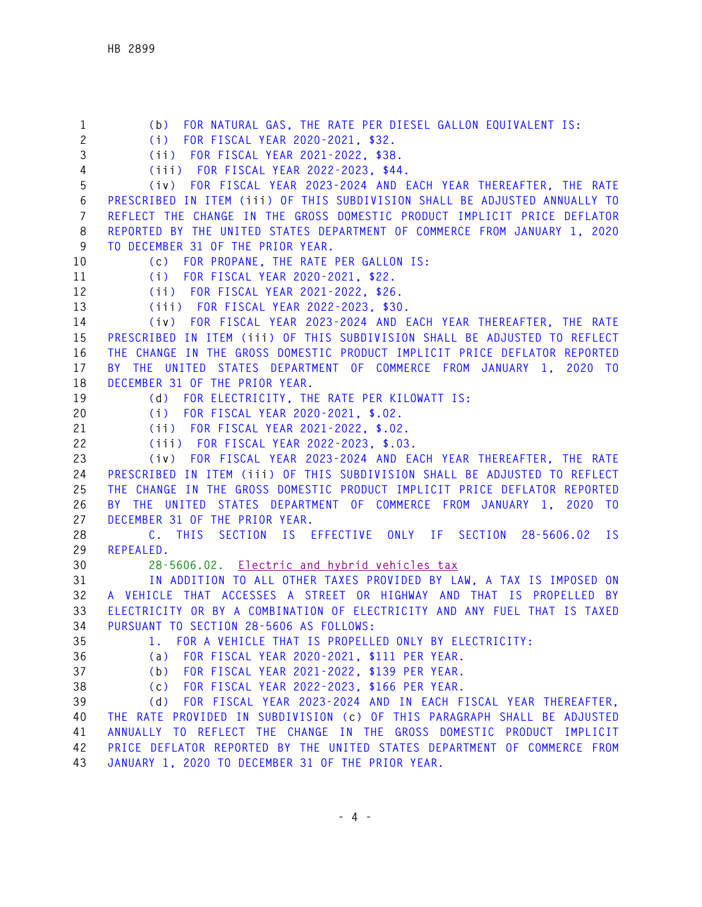(b) FOR NATURAL GAS, THE RATE PER DIESEL GALLON EQUIVALENT IS:

(i) FOR FISCAL YEAR 2020-2021, $32.

(ii) FOR FISCAL YEAR 2021-2022, $38.

(iii) FOR FISCAL YEAR 2022-2023, $44.

(iv) FOR FISCAL YEAR 2023-2024 AND EACH YEAR THEREAFTER, THE RATE PRESCRIBED IN ITEM (iii) OF THIS SUBDIVISION SHALL BE ADJUSTED ANNUALLY TO REFLECT THE CHANGE IN THE GROSS DOMESTIC PRODUCT IMPLICIT PRICE DEFLATOR REPORTED BY THE UNITED STATES DEPARTMENT OF COMMERCE FROM JANUARY 1, 2020 TO DECEMBER 31 OF THE PRIOR YEAR.

(c) FOR PROPANE, THE RATE PER GALLON IS:

(i) FOR FISCAL YEAR 2020-2021, $22.

(ii) FOR FISCAL YEAR 2021-2022, $26.

(iii) FOR FISCAL YEAR 2022-2023, $30.

(iv) FOR FISCAL YEAR 2023-2024 AND EACH YEAR THEREAFTER, THE RATE PRESCRIBED IN ITEM (iii) OF THIS SUBDIVISION SHALL BE ADJUSTED TO REFLECT THE CHANGE IN THE GROSS DOMESTIC PRODUCT IMPLICIT PRICE DEFLATOR REPORTED BY THE UNITED STATES DEPARTMENT OF COMMERCE FROM JANUARY 1, 2020 TO DECEMBER 31 OF THE PRIOR YEAR.

(d) FOR ELECTRICITY, THE RATE PER KILOWATT IS:

(i) FOR FISCAL YEAR 2020-2021, $.02.

(ii) FOR FISCAL YEAR 2021-2022, $.02.

(iii) FOR FISCAL YEAR 2022-2023, $.03.

(iv) FOR FISCAL YEAR 2023-2024 AND EACH YEAR THEREAFTER, THE RATE PRESCRIBED IN ITEM (iii) OF THIS SUBDIVISION SHALL BE ADJUSTED TO REFLECT THE CHANGE IN THE GROSS DOMESTIC PRODUCT IMPLICIT PRICE DEFLATOR REPORTED BY THE UNITED STATES DEPARTMENT OF COMMERCE FROM JANUARY 1, 2020 TO DECEMBER 31 OF THE PRIOR YEAR.

C. THIS SECTION IS EFFECTIVE ONLY IF SECTION 28-5606.02 IS REPEALED.

28-5606.02. Electric and hybrid vehicles tax

IN ADDITION TO ALL OTHER TAXES PROVIDED BY LAW, A TAX IS IMPOSED ON A VEHICLE THAT ACCESSES A STREET OR HIGHWAY AND THAT IS PROPELLED BY ELECTRICITY OR BY A COMBINATION OF ELECTRICITY AND ANY FUEL THAT IS TAXED PURSUANT TO SECTION 28-5606 AS FOLLOWS:

1. FOR A VEHICLE THAT IS PROPELLED ONLY BY ELECTRICITY:

(a) FOR FISCAL YEAR 2020-2021, $111 PER YEAR.

(b) FOR FISCAL YEAR 2021-2022, $139 PER YEAR.

(c) FOR FISCAL YEAR 2022-2023, $166 PER YEAR.

(d) FOR FISCAL YEAR 2023-2024 AND IN EACH FISCAL YEAR THEREAFTER, THE RATE PROVIDED IN SUBDIVISION (c) OF THIS PARAGRAPH SHALL BE ADJUSTED ANNUALLY TO REFLECT THE CHANGE IN THE GROSS DOMESTIC PRODUCT IMPLICIT PRICE DEFLATOR REPORTED BY THE UNITED STATES DEPARTMENT OF COMMERCE FROM JANUARY 1, 2020 TO DECEMBER 31 OF THE PRIOR YEAR.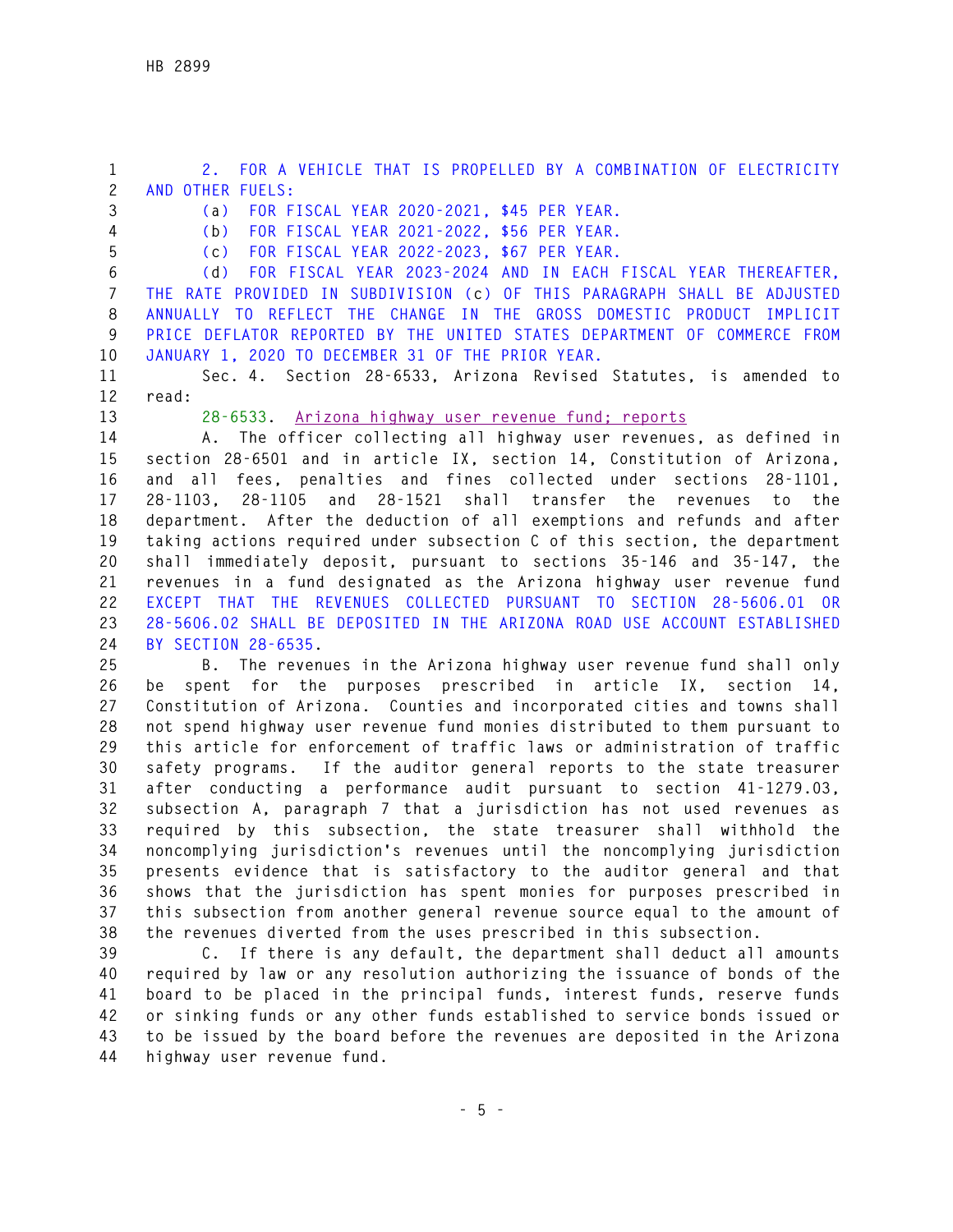2. FOR A VEHICLE THAT IS PROPELLED BY A COMBINATION OF ELECTRICITY AND OTHER FUELS:

(a) FOR FISCAL YEAR 2020-2021, $45 PER YEAR.

(b) FOR FISCAL YEAR 2021-2022, $56 PER YEAR.

(c) FOR FISCAL YEAR 2022-2023, $67 PER YEAR.

(d) FOR FISCAL YEAR 2023-2024 AND IN EACH FISCAL YEAR THEREAFTER, THE RATE PROVIDED IN SUBDIVISION (c) OF THIS PARAGRAPH SHALL BE ADJUSTED ANNUALLY TO REFLECT THE CHANGE IN THE GROSS DOMESTIC PRODUCT IMPLICIT PRICE DEFLATOR REPORTED BY THE UNITED STATES DEPARTMENT OF COMMERCE FROM JANUARY 1, 2020 TO DECEMBER 31 OF THE PRIOR YEAR.

Sec. 4. Section 28-6533, Arizona Revised Statutes, is amended to read:

28-6533. Arizona highway user revenue fund; reports

A. The officer collecting all highway user revenues, as defined in section 28-6501 and in article IX, section 14, Constitution of Arizona, and all fees, penalties and fines collected under sections 28-1101, 28-1103, 28-1105 and 28-1521 shall transfer the revenues to the department. After the deduction of all exemptions and refunds and after taking actions required under subsection C of this section, the department shall immediately deposit, pursuant to sections 35-146 and 35-147, the revenues in a fund designated as the Arizona highway user revenue fund EXCEPT THAT THE REVENUES COLLECTED PURSUANT TO SECTION 28-5606.01 OR 28-5606.02 SHALL BE DEPOSITED IN THE ARIZONA ROAD USE ACCOUNT ESTABLISHED BY SECTION 28-6535.

B. The revenues in the Arizona highway user revenue fund shall only be spent for the purposes prescribed in article IX, section 14, Constitution of Arizona. Counties and incorporated cities and towns shall not spend highway user revenue fund monies distributed to them pursuant to this article for enforcement of traffic laws or administration of traffic safety programs. If the auditor general reports to the state treasurer after conducting a performance audit pursuant to section 41-1279.03, subsection A, paragraph 7 that a jurisdiction has not used revenues as required by this subsection, the state treasurer shall withhold the noncomplying jurisdiction's revenues until the noncomplying jurisdiction presents evidence that is satisfactory to the auditor general and that shows that the jurisdiction has spent monies for purposes prescribed in this subsection from another general revenue source equal to the amount of the revenues diverted from the uses prescribed in this subsection.

C. If there is any default, the department shall deduct all amounts required by law or any resolution authorizing the issuance of bonds of the board to be placed in the principal funds, interest funds, reserve funds or sinking funds or any other funds established to service bonds issued or to be issued by the board before the revenues are deposited in the Arizona highway user revenue fund.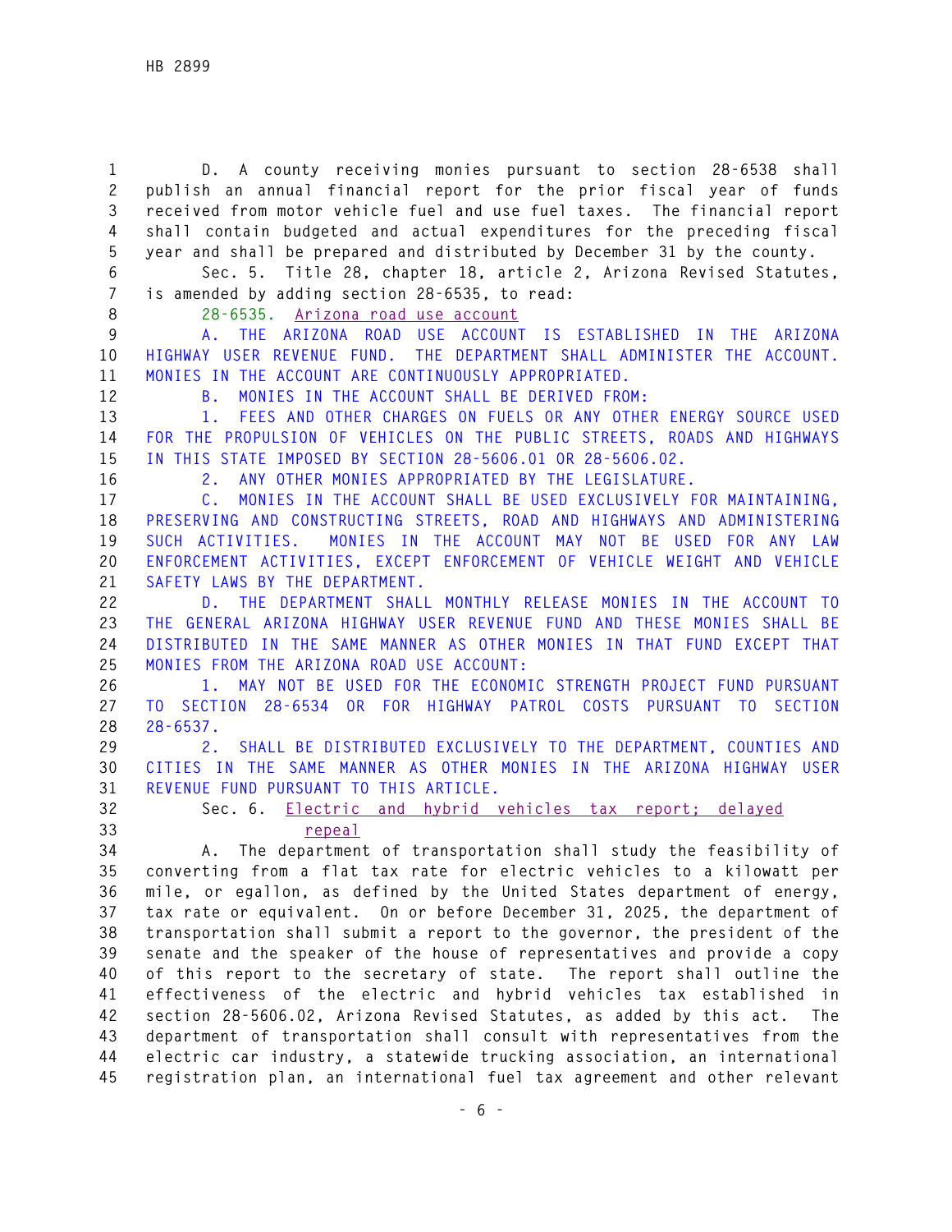D. A county receiving monies pursuant to section 28-6538 shall publish an annual financial report for the prior fiscal year of funds received from motor vehicle fuel and use fuel taxes. The financial report shall contain budgeted and actual expenditures for the preceding fiscal year and shall be prepared and distributed by December 31 by the county.

Sec. 5. Title 28, chapter 18, article 2, Arizona Revised Statutes, is amended by adding section 28-6535, to read:

28-6535. Arizona road use account

A. THE ARIZONA ROAD USE ACCOUNT IS ESTABLISHED IN THE ARIZONA HIGHWAY USER REVENUE FUND. THE DEPARTMENT SHALL ADMINISTER THE ACCOUNT. MONIES IN THE ACCOUNT ARE CONTINUOUSLY APPROPRIATED.

B. MONIES IN THE ACCOUNT SHALL BE DERIVED FROM:

1. FEES AND OTHER CHARGES ON FUELS OR ANY OTHER ENERGY SOURCE USED FOR THE PROPULSION OF VEHICLES ON THE PUBLIC STREETS, ROADS AND HIGHWAYS IN THIS STATE IMPOSED BY SECTION 28-5606.01 OR 28-5606.02.

2. ANY OTHER MONIES APPROPRIATED BY THE LEGISLATURE.

C. MONIES IN THE ACCOUNT SHALL BE USED EXCLUSIVELY FOR MAINTAINING, PRESERVING AND CONSTRUCTING STREETS, ROAD AND HIGHWAYS AND ADMINISTERING SUCH ACTIVITIES. MONIES IN THE ACCOUNT MAY NOT BE USED FOR ANY LAW ENFORCEMENT ACTIVITIES, EXCEPT ENFORCEMENT OF VEHICLE WEIGHT AND VEHICLE SAFETY LAWS BY THE DEPARTMENT.

D. THE DEPARTMENT SHALL MONTHLY RELEASE MONIES IN THE ACCOUNT TO THE GENERAL ARIZONA HIGHWAY USER REVENUE FUND AND THESE MONIES SHALL BE DISTRIBUTED IN THE SAME MANNER AS OTHER MONIES IN THAT FUND EXCEPT THAT MONIES FROM THE ARIZONA ROAD USE ACCOUNT:

1. MAY NOT BE USED FOR THE ECONOMIC STRENGTH PROJECT FUND PURSUANT TO SECTION 28-6534 OR FOR HIGHWAY PATROL COSTS PURSUANT TO SECTION 28-6537.

2. SHALL BE DISTRIBUTED EXCLUSIVELY TO THE DEPARTMENT, COUNTIES AND CITIES IN THE SAME MANNER AS OTHER MONIES IN THE ARIZONA HIGHWAY USER REVENUE FUND PURSUANT TO THIS ARTICLE.

Sec. 6. Electric and hybrid vehicles tax report; delayed repeal

A. The department of transportation shall study the feasibility of converting from a flat tax rate for electric vehicles to a kilowatt per mile, or egallon, as defined by the United States department of energy, tax rate or equivalent. On or before December 31, 2025, the department of transportation shall submit a report to the governor, the president of the senate and the speaker of the house of representatives and provide a copy of this report to the secretary of state. The report shall outline the effectiveness of the electric and hybrid vehicles tax established in section 28-5606.02, Arizona Revised Statutes, as added by this act. The department of transportation shall consult with representatives from the electric car industry, a statewide trucking association, an international registration plan, an international fuel tax agreement and other relevant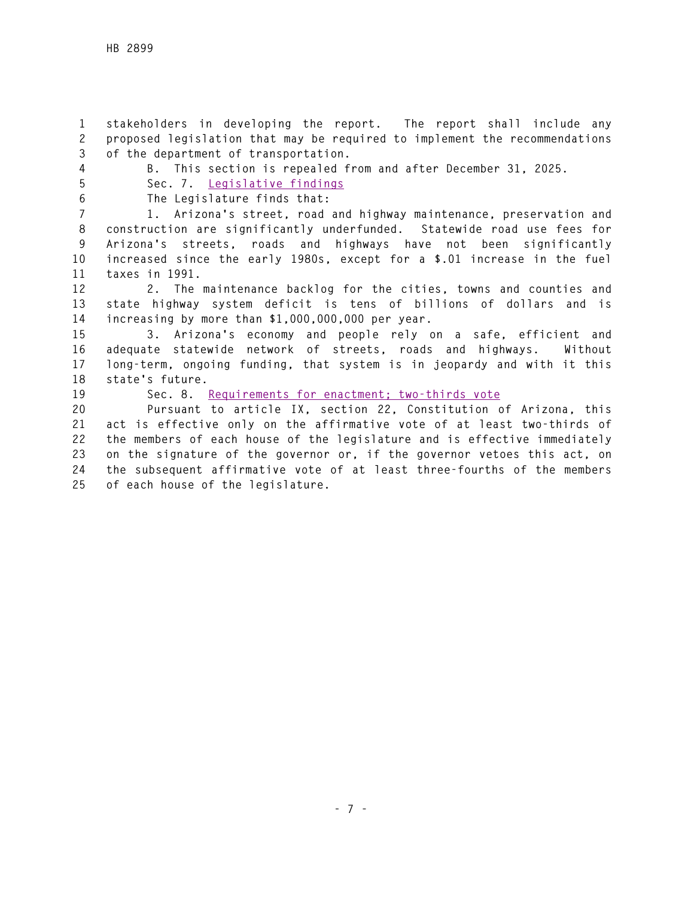stakeholders in developing the report. The report shall include any proposed legislation that may be required to implement the recommendations of the department of transportation.

B. This section is repealed from and after December 31, 2025.

Sec. 7. Legislative findings

The Legislature finds that:

1. Arizona's street, road and highway maintenance, preservation and construction are significantly underfunded. Statewide road use fees for Arizona's streets, roads and highways have not been significantly increased since the early 1980s, except for a $.01 increase in the fuel taxes in 1991.

2. The maintenance backlog for the cities, towns and counties and state highway system deficit is tens of billions of dollars and is increasing by more than $1,000,000,000 per year.

3. Arizona's economy and people rely on a safe, efficient and adequate statewide network of streets, roads and highways. Without long-term, ongoing funding, that system is in jeopardy and with it this state's future.

Sec. 8. Requirements for enactment; two-thirds vote

Pursuant to article IX, section 22, Constitution of Arizona, this act is effective only on the affirmative vote of at least two-thirds of the members of each house of the legislature and is effective immediately on the signature of the governor or, if the governor vetoes this act, on the subsequent affirmative vote of at least three-fourths of the members of each house of the legislature.